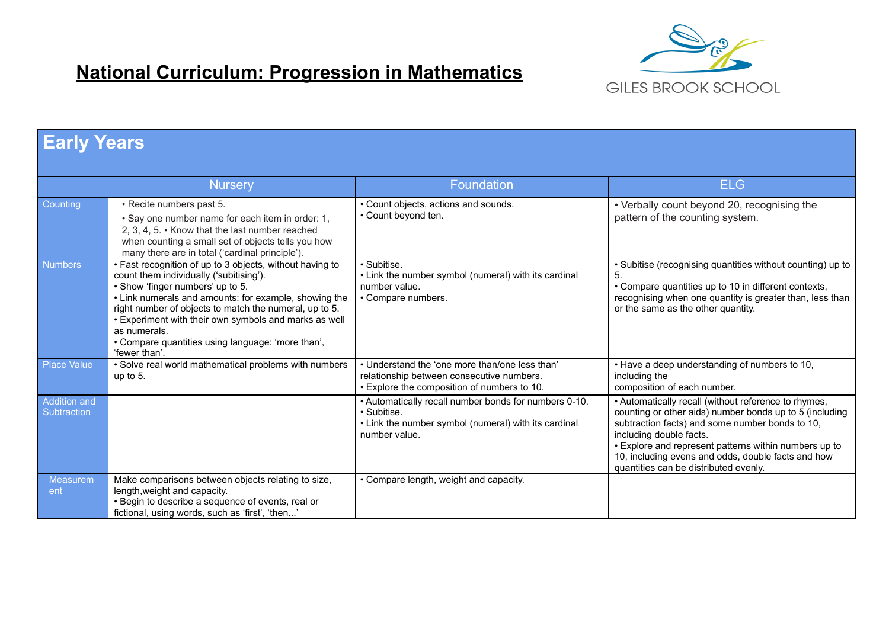# National Curriculum: Progression in Mathematics

GILES BROOK SCHOOL

## Early Years

| | Nursery | Foundation | ELG |
|---|---|---|---|
| Counting | • Recite numbers past 5.<br>• Say one number name for each item in order: 1, 2, 3, 4, 5. • Know that the last number reached when counting a small set of objects tells you how many there are in total ('cardinal principle'). | • Count objects, actions and sounds.<br>• Count beyond ten. | • Verbally count beyond 20, recognising the pattern of the counting system. |
| Numbers | • Fast recognition of up to 3 objects, without having to count them individually ('subitising').<br>• Show 'finger numbers' up to 5.<br>• Link numerals and amounts: for example, showing the right number of objects to match the numeral, up to 5.<br>• Experiment with their own symbols and marks as well as numerals.<br>• Compare quantities using language: 'more than', 'fewer than'. | • Subitise.<br>• Link the number symbol (numeral) with its cardinal number value.<br>• Compare numbers. | • Subitise (recognising quantities without counting) up to 5.<br>• Compare quantities up to 10 in different contexts, recognising when one quantity is greater than, less than or the same as the other quantity. |
| Place Value | • Solve real world mathematical problems with numbers up to 5. | • Understand the 'one more than/one less than' relationship between consecutive numbers.<br>• Explore the composition of numbers to 10. | • Have a deep understanding of numbers to 10, including the composition of each number. |
| Addition and Subtraction | | • Automatically recall number bonds for numbers 0-10.<br>• Subitise.<br>• Link the number symbol (numeral) with its cardinal number value. | • Automatically recall (without reference to rhymes, counting or other aids) number bonds up to 5 (including subtraction facts) and some number bonds to 10, including double facts.<br>• Explore and represent patterns within numbers up to 10, including evens and odds, double facts and how quantities can be distributed evenly. |
| Measurement | Make comparisons between objects relating to size, length,weight and capacity.<br>• Begin to describe a sequence of events, real or fictional, using words, such as 'first', 'then...' | • Compare length, weight and capacity. | |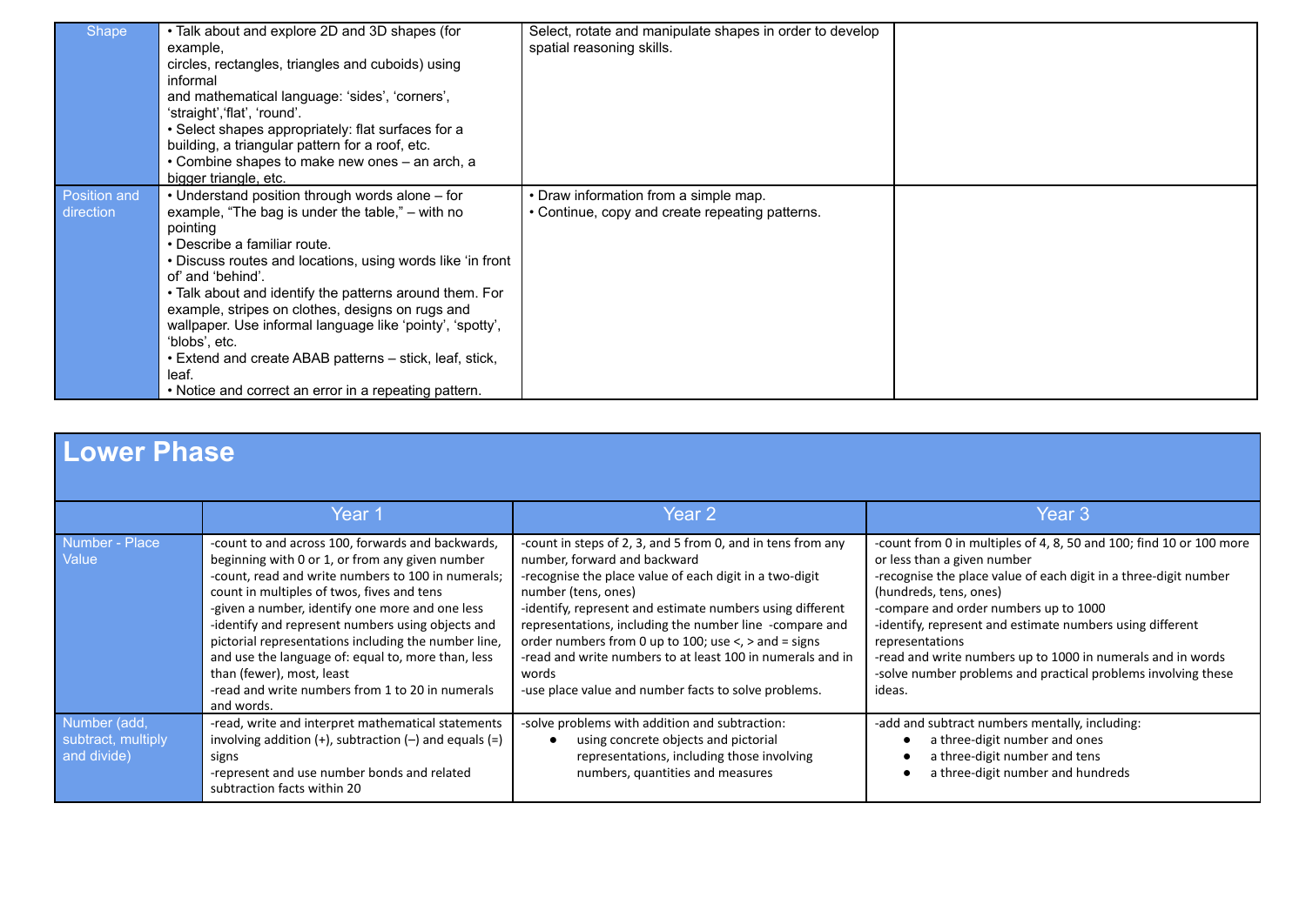| Shape | • Talk about and explore 2D and 3D shapes (for example, circles, rectangles, triangles and cuboids) using informal and mathematical language: 'sides', 'corners', 'straight','flat', 'round'.<br>• Select shapes appropriately: flat surfaces for a building, a triangular pattern for a roof, etc.<br>• Combine shapes to make new ones – an arch, a bigger triangle, etc. | Select, rotate and manipulate shapes in order to develop spatial reasoning skills. | |
|---|---|---|---|
| Position and direction | • Understand position through words alone – for example, "The bag is under the table," – with no pointing<br>• Describe a familiar route.<br>• Discuss routes and locations, using words like 'in front of' and 'behind'.<br>• Talk about and identify the patterns around them. For example, stripes on clothes, designs on rugs and wallpaper. Use informal language like 'pointy', 'spotty', 'blobs', etc.<br>• Extend and create ABAB patterns – stick, leaf, stick, leaf.<br>• Notice and correct an error in a repeating pattern. | • Draw information from a simple map.<br>• Continue, copy and create repeating patterns. | |

## Lower Phase

| | Year 1 | Year 2 | Year 3 |
|---|---|---|---|
| Number - Place Value | -count to and across 100, forwards and backwards, beginning with 0 or 1, or from any given number<br>-count, read and write numbers to 100 in numerals; count in multiples of twos, fives and tens<br>-given a number, identify one more and one less<br>-identify and represent numbers using objects and pictorial representations including the number line, and use the language of: equal to, more than, less than (fewer), most, least<br>-read and write numbers from 1 to 20 in numerals and words. | -count in steps of 2, 3, and 5 from 0, and in tens from any number, forward and backward<br>-recognise the place value of each digit in a two-digit number (tens, ones)<br>-identify, represent and estimate numbers using different representations, including the number line -compare and order numbers from 0 up to 100; use <, > and = signs<br>-read and write numbers to at least 100 in numerals and in words<br>-use place value and number facts to solve problems. | -count from 0 in multiples of 4, 8, 50 and 100; find 10 or 100 more or less than a given number<br>-recognise the place value of each digit in a three-digit number (hundreds, tens, ones)<br>-compare and order numbers up to 1000<br>-identify, represent and estimate numbers using different representations<br>-read and write numbers up to 1000 in numerals and in words<br>-solve number problems and practical problems involving these ideas. |
| Number (add, subtract, multiply and divide) | -read, write and interpret mathematical statements involving addition (+), subtraction (–) and equals (=) signs<br>-represent and use number bonds and related subtraction facts within 20 | -solve problems with addition and subtraction:<br>● using concrete objects and pictorial representations, including those involving numbers, quantities and measures | -add and subtract numbers mentally, including:<br>● a three-digit number and ones<br>● a three-digit number and tens<br>● a three-digit number and hundreds |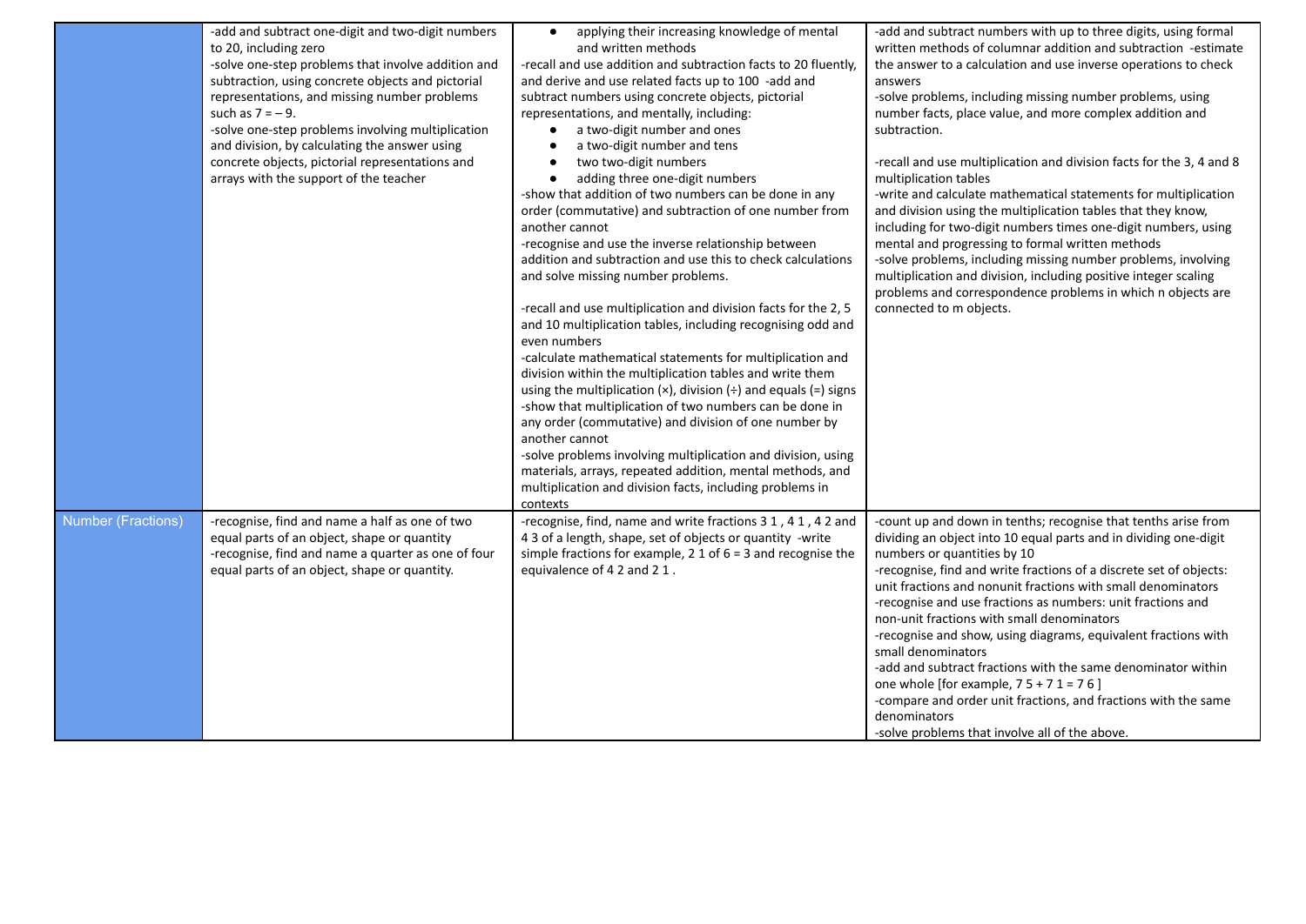| | | | |
|---|---|---|---|
| | -add and subtract one-digit and two-digit numbers to 20, including zero<br>-solve one-step problems that involve addition and subtraction, using concrete objects and pictorial representations, and missing number problems such as 7 = – 9.<br>-solve one-step problems involving multiplication and division, by calculating the answer using concrete objects, pictorial representations and arrays with the support of the teacher | • applying their increasing knowledge of mental and written methods<br>-recall and use addition and subtraction facts to 20 fluently, and derive and use related facts up to 100 -add and subtract numbers using concrete objects, pictorial representations, and mentally, including:<br>• a two-digit number and ones<br>• a two-digit number and tens<br>• two two-digit numbers<br>• adding three one-digit numbers<br>-show that addition of two numbers can be done in any order (commutative) and subtraction of one number from another cannot<br>-recognise and use the inverse relationship between addition and subtraction and use this to check calculations and solve missing number problems.<br><br>-recall and use multiplication and division facts for the 2, 5 and 10 multiplication tables, including recognising odd and even numbers<br>-calculate mathematical statements for multiplication and division within the multiplication tables and write them using the multiplication (×), division (÷) and equals (=) signs<br>-show that multiplication of two numbers can be done in any order (commutative) and division of one number by another cannot<br>-solve problems involving multiplication and division, using materials, arrays, repeated addition, mental methods, and multiplication and division facts, including problems in contexts | -add and subtract numbers with up to three digits, using formal written methods of columnar addition and subtraction -estimate the answer to a calculation and use inverse operations to check answers<br>-solve problems, including missing number problems, using number facts, place value, and more complex addition and subtraction.<br><br>-recall and use multiplication and division facts for the 3, 4 and 8 multiplication tables<br>-write and calculate mathematical statements for multiplication and division using the multiplication tables that they know, including for two-digit numbers times one-digit numbers, using mental and progressing to formal written methods<br>-solve problems, including missing number problems, involving multiplication and division, including positive integer scaling problems and correspondence problems in which n objects are connected to m objects. |
| Number (Fractions) | -recognise, find and name a half as one of two equal parts of an object, shape or quantity<br>-recognise, find and name a quarter as one of four equal parts of an object, shape or quantity. | -recognise, find, name and write fractions 3 1 , 4 1 , 4 2 and 4 3 of a length, shape, set of objects or quantity -write simple fractions for example, 2 1 of 6 = 3 and recognise the equivalence of 4 2 and 2 1 . | -count up and down in tenths; recognise that tenths arise from dividing an object into 10 equal parts and in dividing one-digit numbers or quantities by 10<br>-recognise, find and write fractions of a discrete set of objects: unit fractions and nonunit fractions with small denominators<br>-recognise and use fractions as numbers: unit fractions and non-unit fractions with small denominators<br>-recognise and show, using diagrams, equivalent fractions with small denominators<br>-add and subtract fractions with the same denominator within one whole [for example, 7 5 + 7 1 = 7 6 ]<br>-compare and order unit fractions, and fractions with the same denominators<br>-solve problems that involve all of the above. |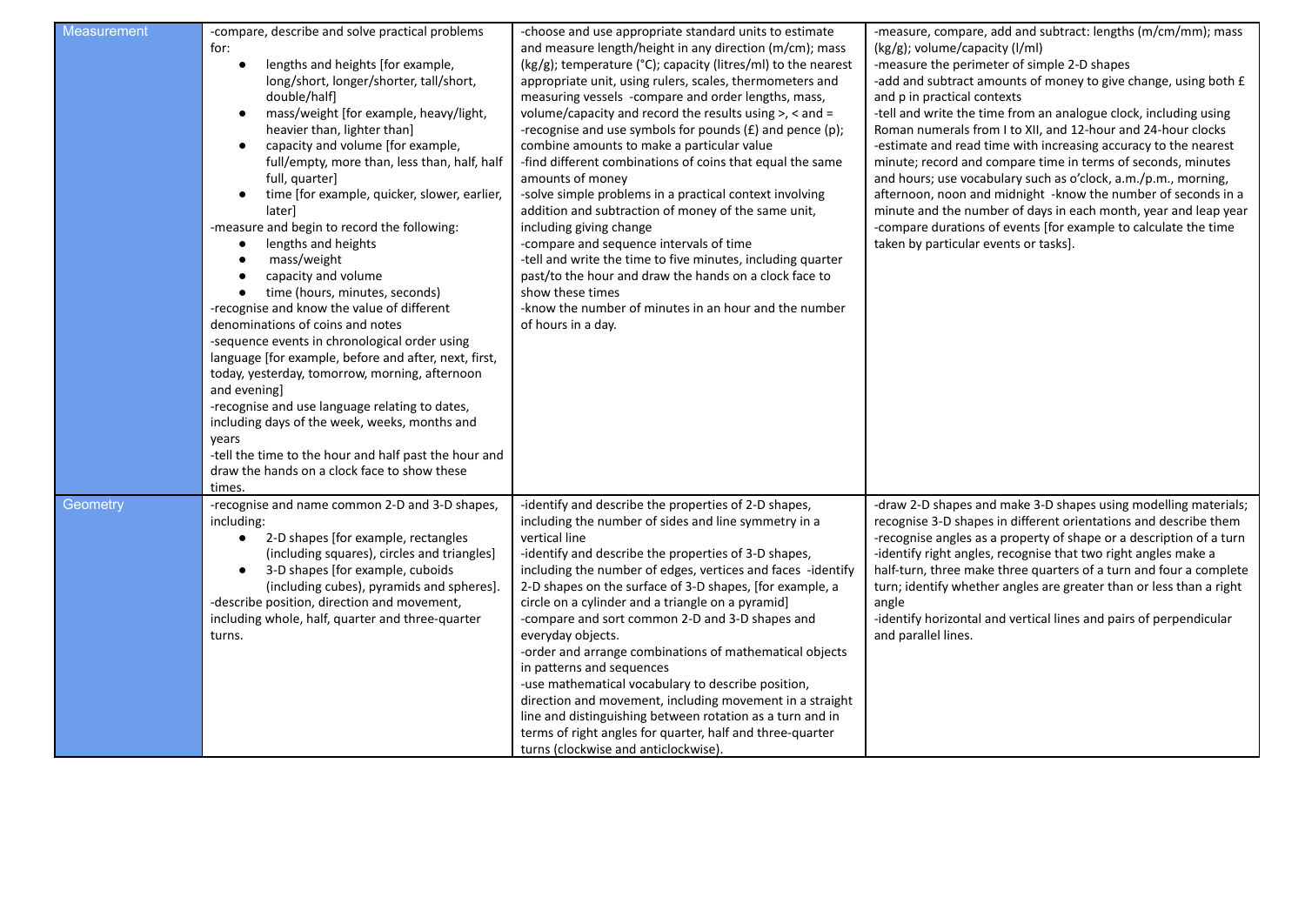| Measurement | -compare, describe and solve practical problems for:<br>• lengths and heights [for example, long/short, longer/shorter, tall/short, double/half]<br>• mass/weight [for example, heavy/light, heavier than, lighter than]<br>• capacity and volume [for example, full/empty, more than, less than, half, half full, quarter]<br>• time [for example, quicker, slower, earlier, later]<br>-measure and begin to record the following:<br>• lengths and heights<br>• mass/weight<br>• capacity and volume<br>• time (hours, minutes, seconds)<br>-recognise and know the value of different denominations of coins and notes<br>-sequence events in chronological order using language [for example, before and after, next, first, today, yesterday, tomorrow, morning, afternoon and evening]<br>-recognise and use language relating to dates, including days of the week, weeks, months and years<br>-tell the time to the hour and half past the hour and draw the hands on a clock face to show these times. | -choose and use appropriate standard units to estimate and measure length/height in any direction (m/cm); mass (kg/g); temperature (°C); capacity (litres/ml) to the nearest appropriate unit, using rulers, scales, thermometers and measuring vessels -compare and order lengths, mass, volume/capacity and record the results using >, < and =<br>-recognise and use symbols for pounds (£) and pence (p); combine amounts to make a particular value<br>-find different combinations of coins that equal the same amounts of money<br>-solve simple problems in a practical context involving addition and subtraction of money of the same unit, including giving change<br>-compare and sequence intervals of time<br>-tell and write the time to five minutes, including quarter past/to the hour and draw the hands on a clock face to show these times<br>-know the number of minutes in an hour and the number of hours in a day. | -measure, compare, add and subtract: lengths (m/cm/mm); mass (kg/g); volume/capacity (l/ml)<br>-measure the perimeter of simple 2-D shapes<br>-add and subtract amounts of money to give change, using both £ and p in practical contexts<br>-tell and write the time from an analogue clock, including using Roman numerals from I to XII, and 12-hour and 24-hour clocks<br>-estimate and read time with increasing accuracy to the nearest minute; record and compare time in terms of seconds, minutes and hours; use vocabulary such as o'clock, a.m./p.m., morning, afternoon, noon and midnight -know the number of seconds in a minute and the number of days in each month, year and leap year<br>-compare durations of events [for example to calculate the time taken by particular events or tasks]. |
|---|---|---|---|
| Geometry | -recognise and name common 2-D and 3-D shapes, including:<br>• 2-D shapes [for example, rectangles (including squares), circles and triangles]<br>• 3-D shapes [for example, cuboids (including cubes), pyramids and spheres].<br>-describe position, direction and movement, including whole, half, quarter and three-quarter turns. | -identify and describe the properties of 2-D shapes, including the number of sides and line symmetry in a vertical line<br>-identify and describe the properties of 3-D shapes, including the number of edges, vertices and faces -identify 2-D shapes on the surface of 3-D shapes, [for example, a circle on a cylinder and a triangle on a pyramid]<br>-compare and sort common 2-D and 3-D shapes and everyday objects.<br>-order and arrange combinations of mathematical objects in patterns and sequences<br>-use mathematical vocabulary to describe position, direction and movement, including movement in a straight line and distinguishing between rotation as a turn and in terms of right angles for quarter, half and three-quarter turns (clockwise and anticlockwise). | -draw 2-D shapes and make 3-D shapes using modelling materials; recognise 3-D shapes in different orientations and describe them<br>-recognise angles as a property of shape or a description of a turn<br>-identify right angles, recognise that two right angles make a half-turn, three make three quarters of a turn and four a complete turn; identify whether angles are greater than or less than a right angle<br>-identify horizontal and vertical lines and pairs of perpendicular and parallel lines. |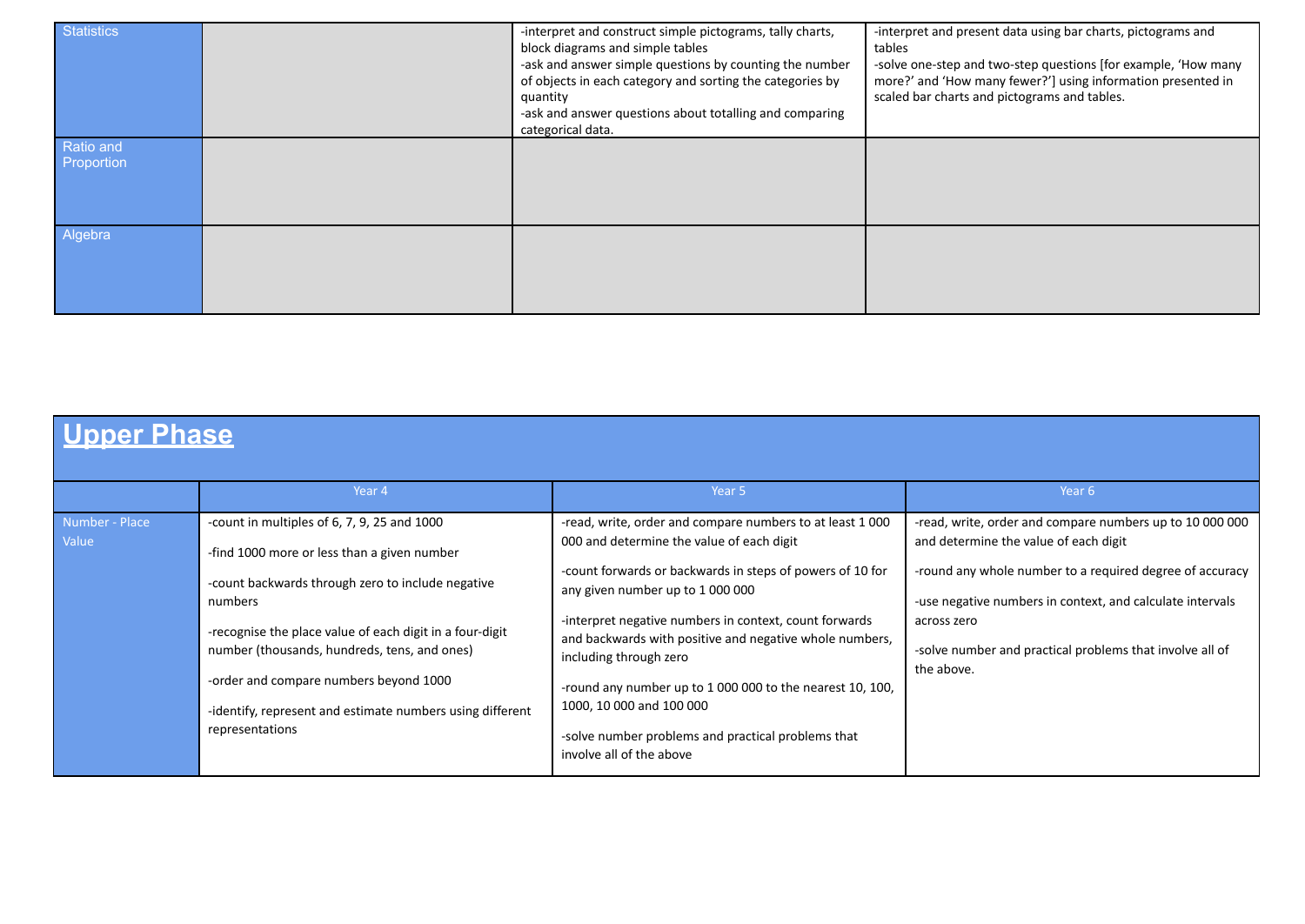| Statistics | | -interpret and construct simple pictograms, tally charts, block diagrams and simple tables<br>-ask and answer simple questions by counting the number of objects in each category and sorting the categories by quantity<br>-ask and answer questions about totalling and comparing categorical data. | -interpret and present data using bar charts, pictograms and tables<br>-solve one-step and two-step questions [for example, 'How many more?' and 'How many fewer?'] using information presented in scaled bar charts and pictograms and tables. |
|---|---|---|---|
| Ratio and Proportion | | | |
| Algebra | | | |

## Upper Phase

| | Year 4 | Year 5 | Year 6 |
|---|---|---|---|
| Number - Place Value | -count in multiples of 6, 7, 9, 25 and 1000<br>-find 1000 more or less than a given number<br>-count backwards through zero to include negative numbers<br>-recognise the place value of each digit in a four-digit number (thousands, hundreds, tens, and ones)<br>-order and compare numbers beyond 1000<br>-identify, represent and estimate numbers using different representations | -read, write, order and compare numbers to at least 1 000 000 and determine the value of each digit<br>-count forwards or backwards in steps of powers of 10 for any given number up to 1 000 000<br>-interpret negative numbers in context, count forwards and backwards with positive and negative whole numbers, including through zero<br>-round any number up to 1 000 000 to the nearest 10, 100, 1000, 10 000 and 100 000<br>-solve number problems and practical problems that involve all of the above | -read, write, order and compare numbers up to 10 000 000 and determine the value of each digit<br>-round any whole number to a required degree of accuracy<br>-use negative numbers in context, and calculate intervals across zero<br>-solve number and practical problems that involve all of the above. |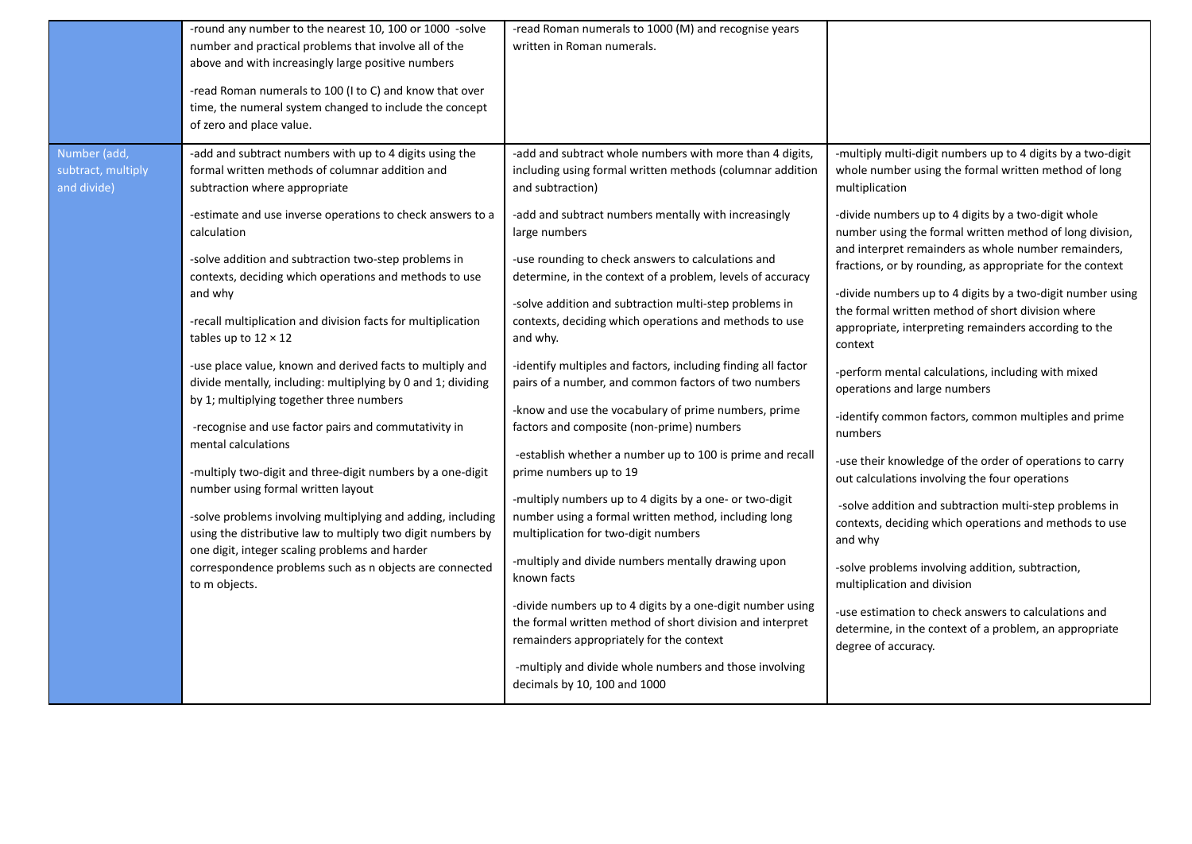| | | | |
|---|---|---|---|
| | -round any number to the nearest 10, 100 or 1000 -solve number and practical problems that involve all of the above and with increasingly large positive numbers<br><br>-read Roman numerals to 100 (I to C) and know that over time, the numeral system changed to include the concept of zero and place value. | -read Roman numerals to 1000 (M) and recognise years written in Roman numerals. | |
| Number (add, subtract, multiply and divide) | -add and subtract numbers with up to 4 digits using the formal written methods of columnar addition and subtraction where appropriate<br><br>-estimate and use inverse operations to check answers to a calculation<br><br>-solve addition and subtraction two-step problems in contexts, deciding which operations and methods to use and why<br><br>-recall multiplication and division facts for multiplication tables up to $12 \times 12$<br><br>-use place value, known and derived facts to multiply and divide mentally, including: multiplying by 0 and 1; dividing by 1; multiplying together three numbers<br><br>-recognise and use factor pairs and commutativity in mental calculations<br><br>-multiply two-digit and three-digit numbers by a one-digit number using formal written layout<br><br>-solve problems involving multiplying and adding, including using the distributive law to multiply two digit numbers by one digit, integer scaling problems and harder correspondence problems such as n objects are connected to m objects. | -add and subtract whole numbers with more than 4 digits, including using formal written methods (columnar addition and subtraction)<br><br>-add and subtract numbers mentally with increasingly large numbers<br><br>-use rounding to check answers to calculations and determine, in the context of a problem, levels of accuracy<br><br>-solve addition and subtraction multi-step problems in contexts, deciding which operations and methods to use and why.<br><br>-identify multiples and factors, including finding all factor pairs of a number, and common factors of two numbers<br><br>-know and use the vocabulary of prime numbers, prime factors and composite (non-prime) numbers<br><br>-establish whether a number up to 100 is prime and recall prime numbers up to 19<br><br>-multiply numbers up to 4 digits by a one- or two-digit number using a formal written method, including long multiplication for two-digit numbers<br><br>-multiply and divide numbers mentally drawing upon known facts<br><br>-divide numbers up to 4 digits by a one-digit number using the formal written method of short division and interpret remainders appropriately for the context<br><br>-multiply and divide whole numbers and those involving decimals by 10, 100 and 1000 | -multiply multi-digit numbers up to 4 digits by a two-digit whole number using the formal written method of long multiplication<br><br>-divide numbers up to 4 digits by a two-digit whole number using the formal written method of long division, and interpret remainders as whole number remainders, fractions, or by rounding, as appropriate for the context<br><br>-divide numbers up to 4 digits by a two-digit number using the formal written method of short division where appropriate, interpreting remainders according to the context<br><br>-perform mental calculations, including with mixed operations and large numbers<br><br>-identify common factors, common multiples and prime numbers<br><br>-use their knowledge of the order of operations to carry out calculations involving the four operations<br><br>-solve addition and subtraction multi-step problems in contexts, deciding which operations and methods to use and why<br><br>-solve problems involving addition, subtraction, multiplication and division<br><br>-use estimation to check answers to calculations and determine, in the context of a problem, an appropriate degree of accuracy. |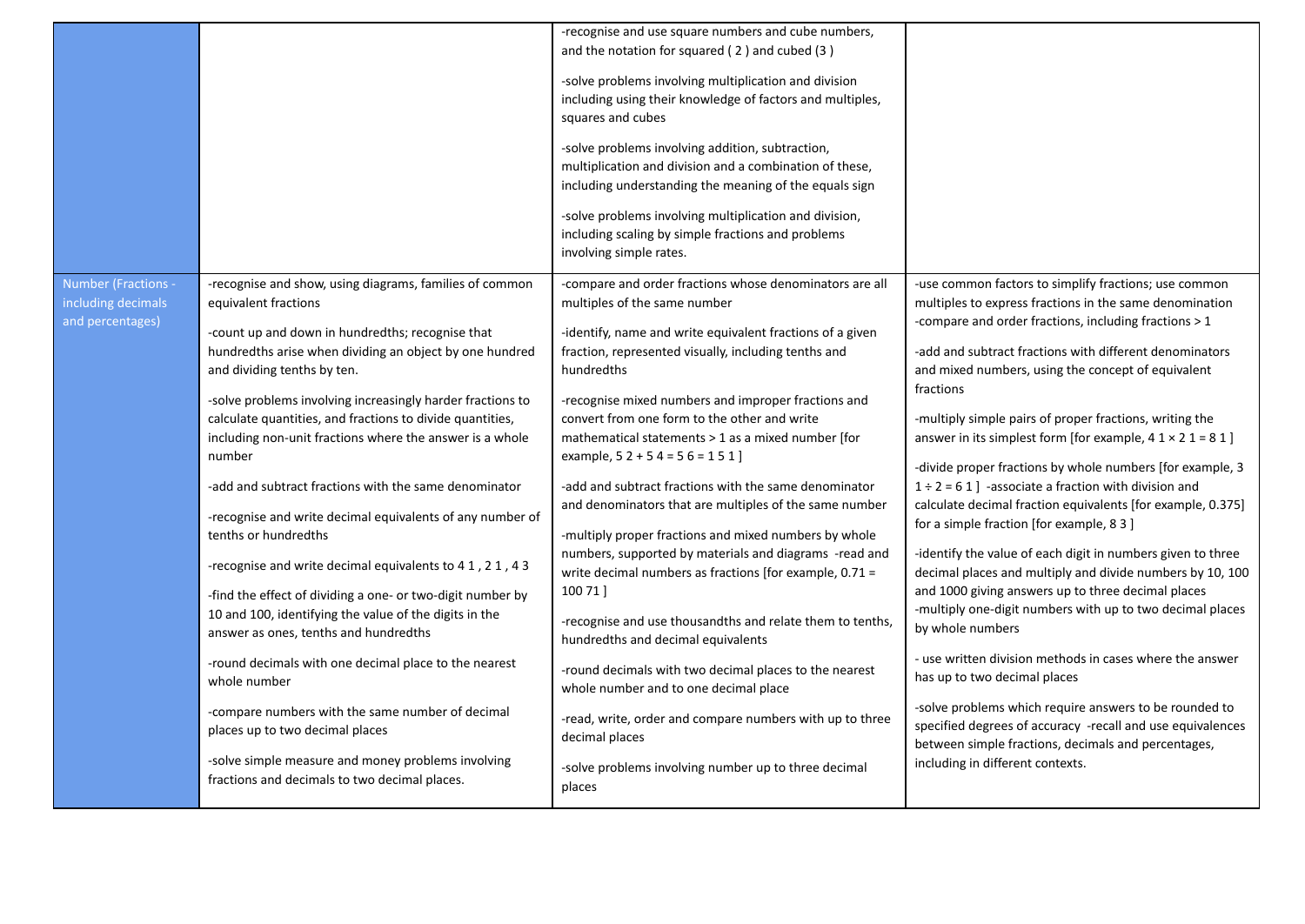| | | -recognise and use square numbers and cube numbers, and the notation for squared ( 2 ) and cubed (3 )<br><br>-solve problems involving multiplication and division including using their knowledge of factors and multiples, squares and cubes<br><br>-solve problems involving addition, subtraction, multiplication and division and a combination of these, including understanding the meaning of the equals sign<br><br>-solve problems involving multiplication and division, including scaling by simple fractions and problems involving simple rates. | |
|---|---|---|---|
| Number (Fractions - including decimals and percentages) | -recognise and show, using diagrams, families of common equivalent fractions<br><br>-count up and down in hundredths; recognise that hundredths arise when dividing an object by one hundred and dividing tenths by ten.<br><br>-solve problems involving increasingly harder fractions to calculate quantities, and fractions to divide quantities, including non-unit fractions where the answer is a whole number<br><br>-add and subtract fractions with the same denominator<br><br>-recognise and write decimal equivalents of any number of tenths or hundredths<br><br>-recognise and write decimal equivalents to 4 1 , 2 1 , 4 3<br><br>-find the effect of dividing a one- or two-digit number by 10 and 100, identifying the value of the digits in the answer as ones, tenths and hundredths<br><br>-round decimals with one decimal place to the nearest whole number<br><br>-compare numbers with the same number of decimal places up to two decimal places<br><br>-solve simple measure and money problems involving fractions and decimals to two decimal places. | -compare and order fractions whose denominators are all multiples of the same number<br><br>-identify, name and write equivalent fractions of a given fraction, represented visually, including tenths and hundredths<br><br>-recognise mixed numbers and improper fractions and convert from one form to the other and write mathematical statements > 1 as a mixed number [for example, 5 2 + 5 4 = 5 6 = 1 5 1 ]<br><br>-add and subtract fractions with the same denominator and denominators that are multiples of the same number<br><br>-multiply proper fractions and mixed numbers by whole numbers, supported by materials and diagrams -read and write decimal numbers as fractions [for example, 0.71 = 100 71 ]<br><br>-recognise and use thousandths and relate them to tenths, hundredths and decimal equivalents<br><br>-round decimals with two decimal places to the nearest whole number and to one decimal place<br><br>-read, write, order and compare numbers with up to three decimal places<br><br>-solve problems involving number up to three decimal places | -use common factors to simplify fractions; use common multiples to express fractions in the same denomination -compare and order fractions, including fractions > 1<br><br>-add and subtract fractions with different denominators and mixed numbers, using the concept of equivalent fractions<br><br>-multiply simple pairs of proper fractions, writing the answer in its simplest form [for example, 4 1 × 2 1 = 8 1 ]<br><br>-divide proper fractions by whole numbers [for example, 3 1 ÷ 2 = 6 1 ] -associate a fraction with division and calculate decimal fraction equivalents [for example, 0.375] for a simple fraction [for example, 8 3 ]<br><br>-identify the value of each digit in numbers given to three decimal places and multiply and divide numbers by 10, 100 and 1000 giving answers up to three decimal places -multiply one-digit numbers with up to two decimal places by whole numbers<br><br>- use written division methods in cases where the answer has up to two decimal places<br><br>-solve problems which require answers to be rounded to specified degrees of accuracy -recall and use equivalences between simple fractions, decimals and percentages, including in different contexts. |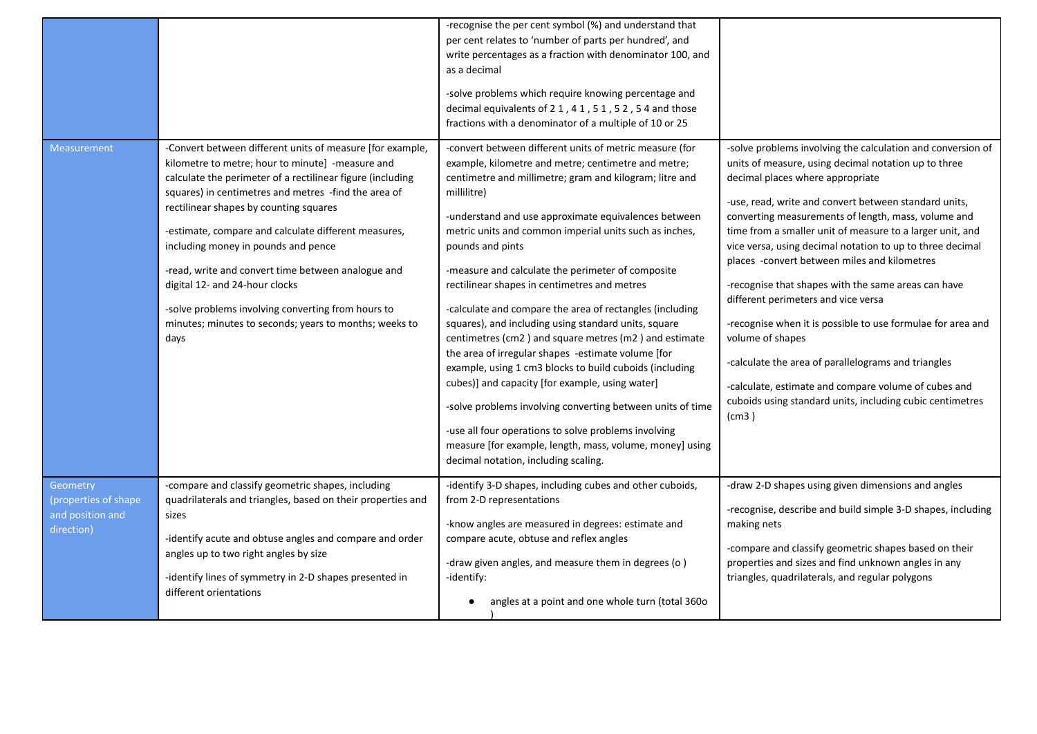| | | | |
|---|---|---|---|
| | | -recognise the per cent symbol (%) and understand that per cent relates to 'number of parts per hundred', and write percentages as a fraction with denominator 100, and as a decimal<br><br>-solve problems which require knowing percentage and decimal equivalents of 2 1 , 4 1 , 5 1 , 5 2 , 5 4 and those fractions with a denominator of a multiple of 10 or 25 | |
| Measurement | -Convert between different units of measure [for example, kilometre to metre; hour to minute] -measure and calculate the perimeter of a rectilinear figure (including squares) in centimetres and metres -find the area of rectilinear shapes by counting squares<br><br>-estimate, compare and calculate different measures, including money in pounds and pence<br><br>-read, write and convert time between analogue and digital 12- and 24-hour clocks<br><br>-solve problems involving converting from hours to minutes; minutes to seconds; years to months; weeks to days | -convert between different units of metric measure (for example, kilometre and metre; centimetre and metre; centimetre and millimetre; gram and kilogram; litre and millilitre)<br><br>-understand and use approximate equivalences between metric units and common imperial units such as inches, pounds and pints<br><br>-measure and calculate the perimeter of composite rectilinear shapes in centimetres and metres<br><br>-calculate and compare the area of rectangles (including squares), and including using standard units, square centimetres (cm2 ) and square metres (m2 ) and estimate the area of irregular shapes -estimate volume [for example, using 1 cm3 blocks to build cuboids (including cubes)] and capacity [for example, using water]<br><br>-solve problems involving converting between units of time<br><br>-use all four operations to solve problems involving measure [for example, length, mass, volume, money] using decimal notation, including scaling. | -solve problems involving the calculation and conversion of units of measure, using decimal notation up to three decimal places where appropriate<br><br>-use, read, write and convert between standard units, converting measurements of length, mass, volume and time from a smaller unit of measure to a larger unit, and vice versa, using decimal notation to up to three decimal places -convert between miles and kilometres<br><br>-recognise that shapes with the same areas can have different perimeters and vice versa<br><br>-recognise when it is possible to use formulae for area and volume of shapes<br><br>-calculate the area of parallelograms and triangles<br><br>-calculate, estimate and compare volume of cubes and cuboids using standard units, including cubic centimetres (cm3 ) |
| Geometry (properties of shape and position and direction) | -compare and classify geometric shapes, including quadrilaterals and triangles, based on their properties and sizes<br><br>-identify acute and obtuse angles and compare and order angles up to two right angles by size<br><br>-identify lines of symmetry in 2-D shapes presented in different orientations | -identify 3-D shapes, including cubes and other cuboids, from 2-D representations<br><br>-know angles are measured in degrees: estimate and compare acute, obtuse and reflex angles<br><br>-draw given angles, and measure them in degrees (o ) -identify:<br><br>● angles at a point and one whole turn (total 360o ) | -draw 2-D shapes using given dimensions and angles<br><br>-recognise, describe and build simple 3-D shapes, including making nets<br><br>-compare and classify geometric shapes based on their properties and sizes and find unknown angles in any triangles, quadrilaterals, and regular polygons |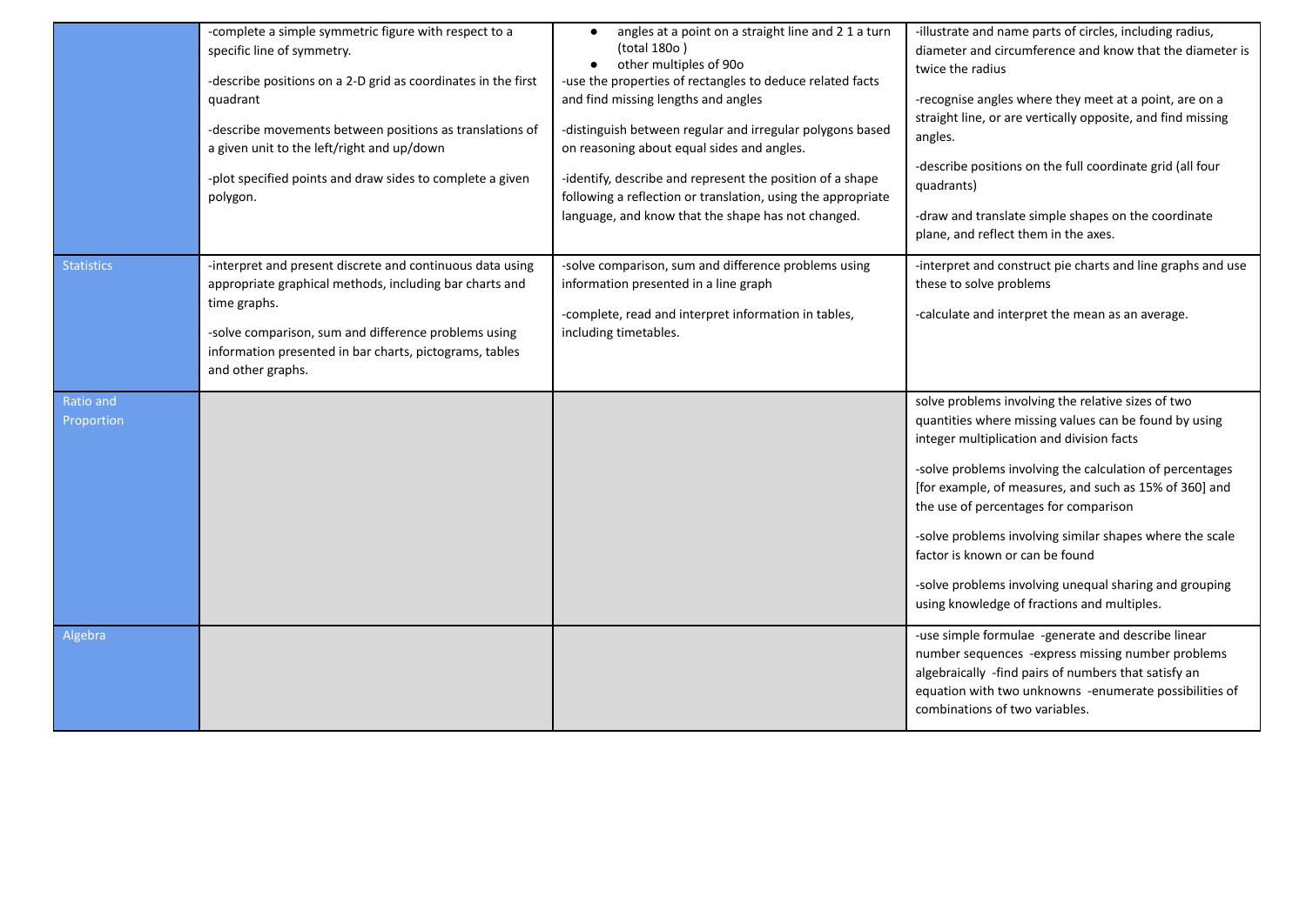| | | | |
|---|---|---|---|
| | -complete a simple symmetric figure with respect to a specific line of symmetry.<br><br>-describe positions on a 2-D grid as coordinates in the first quadrant<br><br>-describe movements between positions as translations of a given unit to the left/right and up/down<br><br>-plot specified points and draw sides to complete a given polygon. | • angles at a point on a straight line and 2 1 a turn (total 180o )<br>• other multiples of 90o<br>-use the properties of rectangles to deduce related facts and find missing lengths and angles<br><br>-distinguish between regular and irregular polygons based on reasoning about equal sides and angles.<br><br>-identify, describe and represent the position of a shape following a reflection or translation, using the appropriate language, and know that the shape has not changed. | -illustrate and name parts of circles, including radius, diameter and circumference and know that the diameter is twice the radius<br><br>-recognise angles where they meet at a point, are on a straight line, or are vertically opposite, and find missing angles.<br><br>-describe positions on the full coordinate grid (all four quadrants)<br><br>-draw and translate simple shapes on the coordinate plane, and reflect them in the axes. |
| Statistics | -interpret and present discrete and continuous data using appropriate graphical methods, including bar charts and time graphs.<br><br>-solve comparison, sum and difference problems using information presented in bar charts, pictograms, tables and other graphs. | -solve comparison, sum and difference problems using information presented in a line graph<br><br>-complete, read and interpret information in tables, including timetables. | -interpret and construct pie charts and line graphs and use these to solve problems<br><br>-calculate and interpret the mean as an average. |
| Ratio and Proportion | | | solve problems involving the relative sizes of two quantities where missing values can be found by using integer multiplication and division facts<br><br>-solve problems involving the calculation of percentages [for example, of measures, and such as 15% of 360] and the use of percentages for comparison<br><br>-solve problems involving similar shapes where the scale factor is known or can be found<br><br>-solve problems involving unequal sharing and grouping using knowledge of fractions and multiples. |
| Algebra | | | -use simple formulae -generate and describe linear number sequences -express missing number problems algebraically -find pairs of numbers that satisfy an equation with two unknowns -enumerate possibilities of combinations of two variables. |